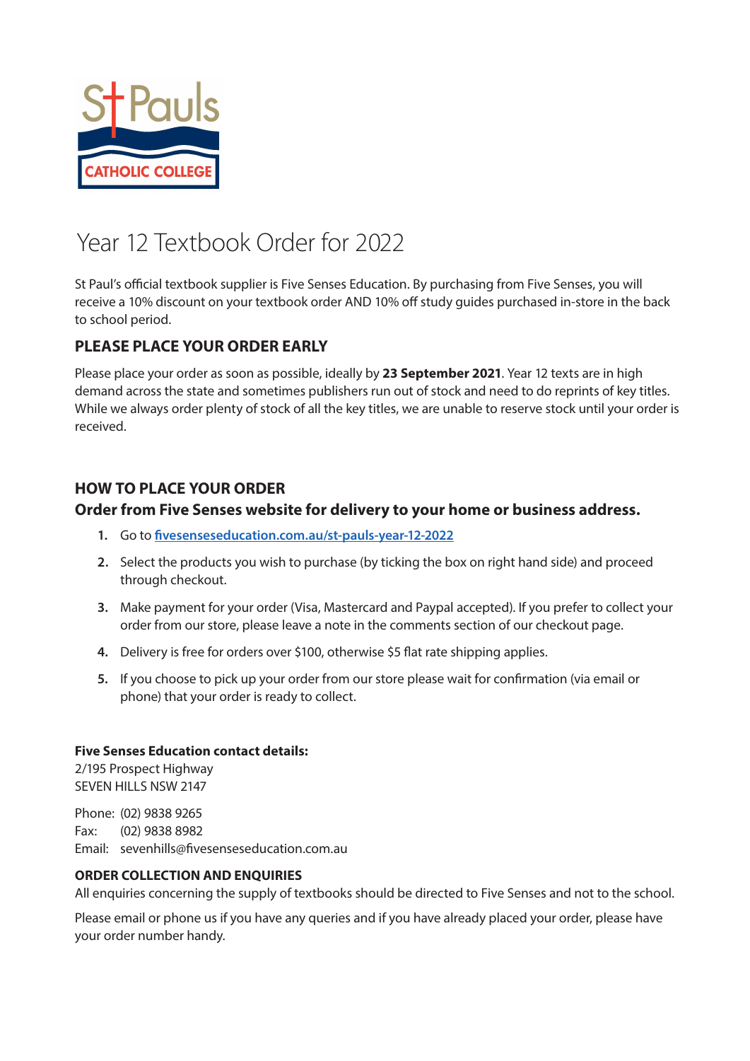St Pauls
CATHOLIC COLLEGE

# Year 12 Textbook Order for 2022

St Paul's official textbook supplier is Five Senses Education. By purchasing from Five Senses, you will receive a 10% discount on your textbook order AND 10% off study guides purchased in-store in the back to school period.

## PLEASE PLACE YOUR ORDER EARLY

Please place your order as soon as possible, ideally by **23 September 2021**. Year 12 texts are in high demand across the state and sometimes publishers run out of stock and need to do reprints of key titles. While we always order plenty of stock of all the key titles, we are unable to reserve stock until your order is received.

## HOW TO PLACE YOUR ORDER

### Order from Five Senses website for delivery to your home or business address.

1. Go to [fivesenseseducation.com.au/st-pauls-year-12-2022](fivesenseseducation.com.au/st-pauls-year-12-2022)
2. Select the products you wish to purchase (by ticking the box on right hand side) and proceed through checkout.
3. Make payment for your order (Visa, Mastercard and Paypal accepted). If you prefer to collect your order from our store, please leave a note in the comments section of our checkout page.
4. Delivery is free for orders over $100, otherwise $5 flat rate shipping applies.
5. If you choose to pick up your order from our store please wait for confirmation (via email or phone) that your order is ready to collect.

**Five Senses Education contact details:**
2/195 Prospect Highway
SEVEN HILLS NSW 2147

Phone: (02) 9838 9265
Fax: (02) 9838 8982
Email: sevenhills@fivesenseseducation.com.au

**ORDER COLLECTION AND ENQUIRIES**
All enquiries concerning the supply of textbooks should be directed to Five Senses and not to the school.

Please email or phone us if you have any queries and if you have already placed your order, please have your order number handy.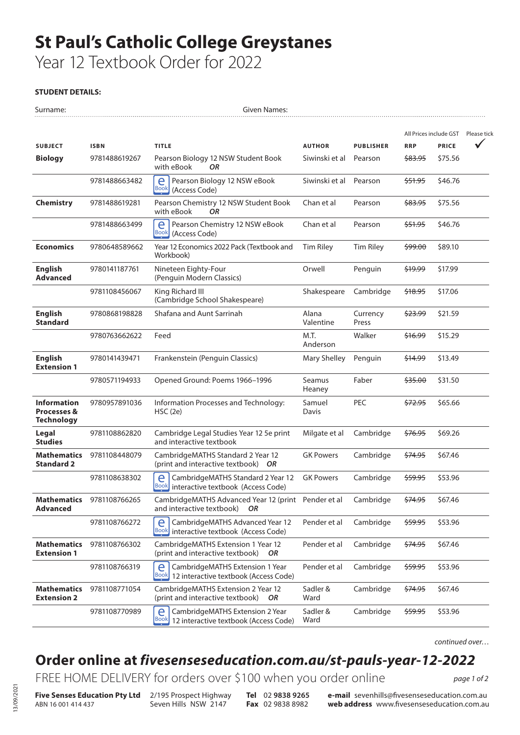# St Paul's Catholic College Greystanes

Year 12 Textbook Order for 2022

**STUDENT DETAILS:**

Surname: ................................................ Given Names: ................................................

| SUBJECT | ISBN | TITLE | AUTHOR | PUBLISHER | RRP (All Prices include GST) | PRICE | Please tick ✓ |
|---|---|---|---|---|---|---|---|
| **Biology** | 9781488619267 | Pearson Biology 12 NSW Student Book with eBook ***OR*** | Siwinski et al | Pearson | ~~$83.95~~ | $75.56 | |
| | 9781488663482 | eBook Pearson Biology 12 NSW eBook (Access Code) | Siwinski et al | Pearson | ~~$51.95~~ | $46.76 | |
| **Chemistry** | 9781488619281 | Pearson Chemistry 12 NSW Student Book with eBook ***OR*** | Chan et al | Pearson | ~~$83.95~~ | $75.56 | |
| | 9781488663499 | eBook Pearson Chemistry 12 NSW eBook (Access Code) | Chan et al | Pearson | ~~$51.95~~ | $46.76 | |
| **Economics** | 9780648589662 | Year 12 Economics 2022 Pack (Textbook and Workbook) | Tim Riley | Tim Riley | ~~$99.00~~ | $89.10 | |
| **English Advanced** | 9780141187761 | Nineteen Eighty-Four (Penguin Modern Classics) | Orwell | Penguin | ~~$19.99~~ | $17.99 | |
| | 9781108456067 | King Richard III (Cambridge School Shakespeare) | Shakespeare | Cambridge | ~~$18.95~~ | $17.06 | |
| **English Standard** | 9780868198828 | Shafana and Aunt Sarrinah | Alana Valentine | Currency Press | ~~$23.99~~ | $21.59 | |
| | 9780763662622 | Feed | M.T. Anderson | Walker | ~~$16.99~~ | $15.29 | |
| **English Extension 1** | 9780141439471 | Frankenstein (Penguin Classics) | Mary Shelley | Penguin | ~~$14.99~~ | $13.49 | |
| | 9780571194933 | Opened Ground: Poems 1966–1996 | Seamus Heaney | Faber | ~~$35.00~~ | $31.50 | |
| **Information Processes & Technology** | 9780957891036 | Information Processes and Technology: HSC (2e) | Samuel Davis | PEC | ~~$72.95~~ | $65.66 | |
| **Legal Studies** | 9781108862820 | Cambridge Legal Studies Year 12 5e print and interactive textbook | Milgate et al | Cambridge | ~~$76.95~~ | $69.26 | |
| **Mathematics Standard 2** | 9781108448079 | CambridgeMATHS Standard 2 Year 12 (print and interactive textbook) ***OR*** | GK Powers | Cambridge | ~~$74.95~~ | $67.46 | |
| | 9781108638302 | eBook CambridgeMATHS Standard 2 Year 12 interactive textbook (Access Code) | GK Powers | Cambridge | ~~$59.95~~ | $53.96 | |
| **Mathematics Advanced** | 9781108766265 | CambridgeMATHS Advanced Year 12 (print and interactive textbook) ***OR*** | Pender et al | Cambridge | ~~$74.95~~ | $67.46 | |
| | 9781108766272 | eBook CambridgeMATHS Advanced Year 12 interactive textbook (Access Code) | Pender et al | Cambridge | ~~$59.95~~ | $53.96 | |
| **Mathematics Extension 1** | 9781108766302 | CambridgeMATHS Extension 1 Year 12 (print and interactive textbook) ***OR*** | Pender et al | Cambridge | ~~$74.95~~ | $67.46 | |
| | 9781108766319 | eBook CambridgeMATHS Extension 1 Year 12 interactive textbook (Access Code) | Pender et al | Cambridge | ~~$59.95~~ | $53.96 | |
| **Mathematics Extension 2** | 9781108771054 | CambridgeMATHS Extension 2 Year 12 (print and interactive textbook) ***OR*** | Sadler & Ward | Cambridge | ~~$74.95~~ | $67.46 | |
| | 9781108770989 | eBook CambridgeMATHS Extension 2 Year 12 interactive textbook (Access Code) | Sadler & Ward | Cambridge | ~~$59.95~~ | $53.96 | |

*continued over…*

## Order online at *fivesenseseducation.com.au/st-pauls-year-12-2022*

FREE HOME DELIVERY for orders over $100 when you order online

**Five Senses Education Pty Ltd**
ABN 16 001 414 437

2/195 Prospect Highway
Seven Hills NSW 2147

**Tel** 02 9838 9265
**Fax** 02 9838 8982

**e-mail** sevenhills@fivesenseseducation.com.au
**web address** www.fivesenseseducation.com.au

13/09/2021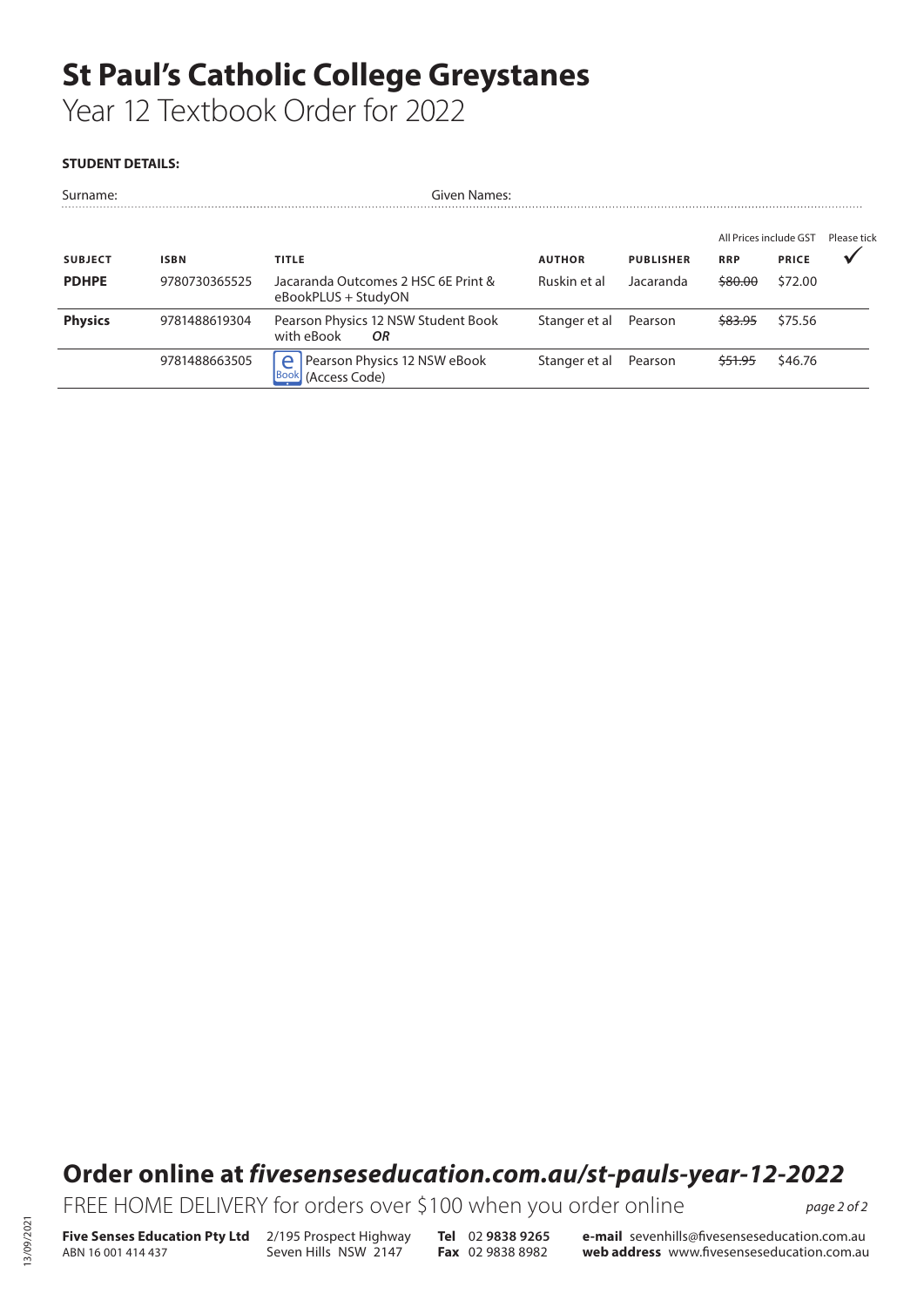# St Paul's Catholic College Greystanes

Year 12 Textbook Order for 2022

**STUDENT DETAILS:**

Surname: Given Names:

| | | | | | All Prices include GST | | Please tick |
|---|---|---|---|---|---|---|---|
| **SUBJECT** | **ISBN** | **TITLE** | **AUTHOR** | **PUBLISHER** | **RRP** | **PRICE** | ✓ |
| **PDHPE** | 9780730365525 | Jacaranda Outcomes 2 HSC 6E Print & eBookPLUS + StudyON | Ruskin et al | Jacaranda | ~~$80.00~~ | $72.00 | |
| **Physics** | 9781488619304 | Pearson Physics 12 NSW Student Book with eBook ***OR*** | Stanger et al | Pearson | ~~$83.95~~ | $75.56 | |
| | 9781488663505 | Pearson Physics 12 NSW eBook (Access Code) | Stanger et al | Pearson | ~~$51.95~~ | $46.76 | |

## Order online at *fivesenseseducation.com.au/st-pauls-year-12-2022*

FREE HOME DELIVERY for orders over $100 when you order online

**Five Senses Education Pty Ltd** ABN 16 001 414 437
2/195 Prospect Highway Seven Hills NSW 2147
**Tel** 02 **9838 9265** **Fax** 02 9838 8982
**e-mail** sevenhills@fivesenseseducation.com.au **web address** www.fivesenseseducation.com.au

13/09/2021